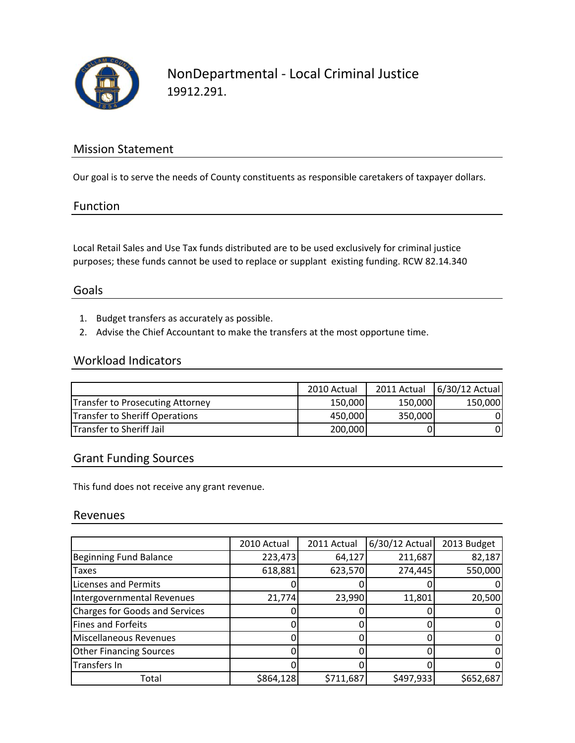# NonDepartmental - Local Criminal Justice

19912.291.

## Mission Statement

Our goal is to serve the needs of County constituents as responsible caretakers of taxpayer dollars.

## Function

Local Retail Sales and Use Tax funds distributed are to be used exclusively for criminal justice purposes; these funds cannot be used to replace or supplant existing funding. RCW 82.14.340

## Goals

1. Budget transfers as accurately as possible.
2. Advise the Chief Accountant to make the transfers at the most opportune time.

## Workload Indicators

| | 2010 Actual | 2011 Actual | 6/30/12 Actual |
|---|---|---|---|
| Transfer to Prosecuting Attorney | 150,000 | 150,000 | 150,000 |
| Transfer to Sheriff Operations | 450,000 | 350,000 | 0 |
| Transfer to Sheriff Jail | 200,000 | 0 | 0 |

## Grant Funding Sources

This fund does not receive any grant revenue.

## Revenues

| | 2010 Actual | 2011 Actual | 6/30/12 Actual | 2013 Budget |
|---|---|---|---|---|
| Beginning Fund Balance | 223,473 | 64,127 | 211,687 | 82,187 |
| Taxes | 618,881 | 623,570 | 274,445 | 550,000 |
| Licenses and Permits | 0 | 0 | 0 | 0 |
| Intergovernmental Revenues | 21,774 | 23,990 | 11,801 | 20,500 |
| Charges for Goods and Services | 0 | 0 | 0 | 0 |
| Fines and Forfeits | 0 | 0 | 0 | 0 |
| Miscellaneous Revenues | 0 | 0 | 0 | 0 |
| Other Financing Sources | 0 | 0 | 0 | 0 |
| Transfers In | 0 | 0 | 0 | 0 |
| Total | $864,128 | $711,687 | $497,933 | $652,687 |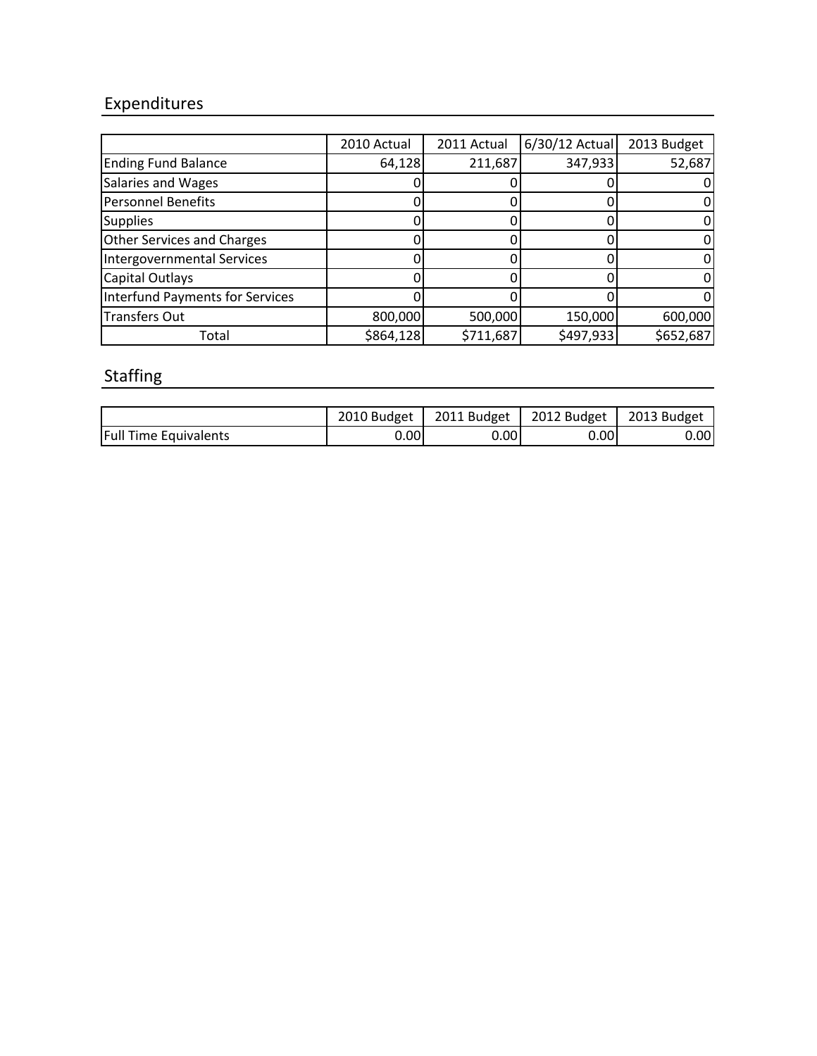## Expenditures

| | 2010 Actual | 2011 Actual | 6/30/12 Actual | 2013 Budget |
|---|---|---|---|---|
| Ending Fund Balance | 64,128 | 211,687 | 347,933 | 52,687 |
| Salaries and Wages | 0 | 0 | 0 | 0 |
| Personnel Benefits | 0 | 0 | 0 | 0 |
| Supplies | 0 | 0 | 0 | 0 |
| Other Services and Charges | 0 | 0 | 0 | 0 |
| Intergovernmental Services | 0 | 0 | 0 | 0 |
| Capital Outlays | 0 | 0 | 0 | 0 |
| Interfund Payments for Services | 0 | 0 | 0 | 0 |
| Transfers Out | 800,000 | 500,000 | 150,000 | 600,000 |
| Total | $864,128 | $711,687 | $497,933 | $652,687 |

## Staffing

| | 2010 Budget | 2011 Budget | 2012 Budget | 2013 Budget |
|---|---|---|---|---|
| Full Time Equivalents | 0.00 | 0.00 | 0.00 | 0.00 |